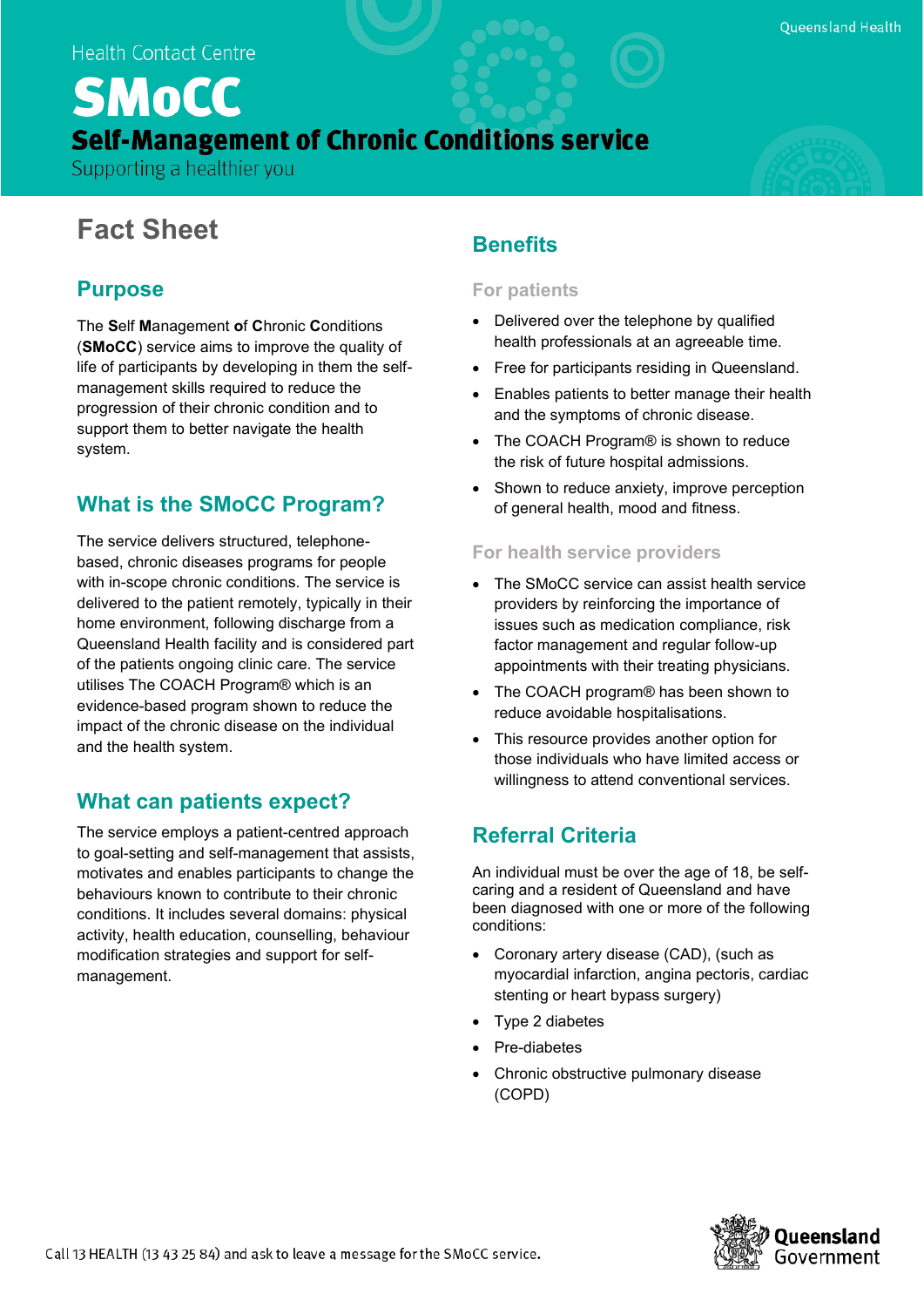Health Contact Centre

# SMoCC

## Self-Management of Chronic Conditions service

Supporting a healthier you

# Fact Sheet

## Purpose

The **S**elf **M**anagement **o**f **C**hronic **C**onditions (**SMoCC**) service aims to improve the quality of life of participants by developing in them the self-management skills required to reduce the progression of their chronic condition and to support them to better navigate the health system.

## What is the SMoCC Program?

The service delivers structured, telephone-based, chronic diseases programs for people with in-scope chronic conditions. The service is delivered to the patient remotely, typically in their home environment, following discharge from a Queensland Health facility and is considered part of the patients ongoing clinic care. The service utilises The COACH Program® which is an evidence-based program shown to reduce the impact of the chronic disease on the individual and the health system.

## What can patients expect?

The service employs a patient-centred approach to goal-setting and self-management that assists, motivates and enables participants to change the behaviours known to contribute to their chronic conditions. It includes several domains: physical activity, health education, counselling, behaviour modification strategies and support for self-management.

## Benefits

### For patients

- Delivered over the telephone by qualified health professionals at an agreeable time.
- Free for participants residing in Queensland.
- Enables patients to better manage their health and the symptoms of chronic disease.
- The COACH Program® is shown to reduce the risk of future hospital admissions.
- Shown to reduce anxiety, improve perception of general health, mood and fitness.

### For health service providers

- The SMoCC service can assist health service providers by reinforcing the importance of issues such as medication compliance, risk factor management and regular follow-up appointments with their treating physicians.
- The COACH program® has been shown to reduce avoidable hospitalisations.
- This resource provides another option for those individuals who have limited access or willingness to attend conventional services.

## Referral Criteria

An individual must be over the age of 18, be self-caring and a resident of Queensland and have been diagnosed with one or more of the following conditions:

- Coronary artery disease (CAD), (such as myocardial infarction, angina pectoris, cardiac stenting or heart bypass surgery)
- Type 2 diabetes
- Pre-diabetes
- Chronic obstructive pulmonary disease (COPD)

Call 13 HEALTH (13 43 25 84) and ask to leave a message for the SMoCC service.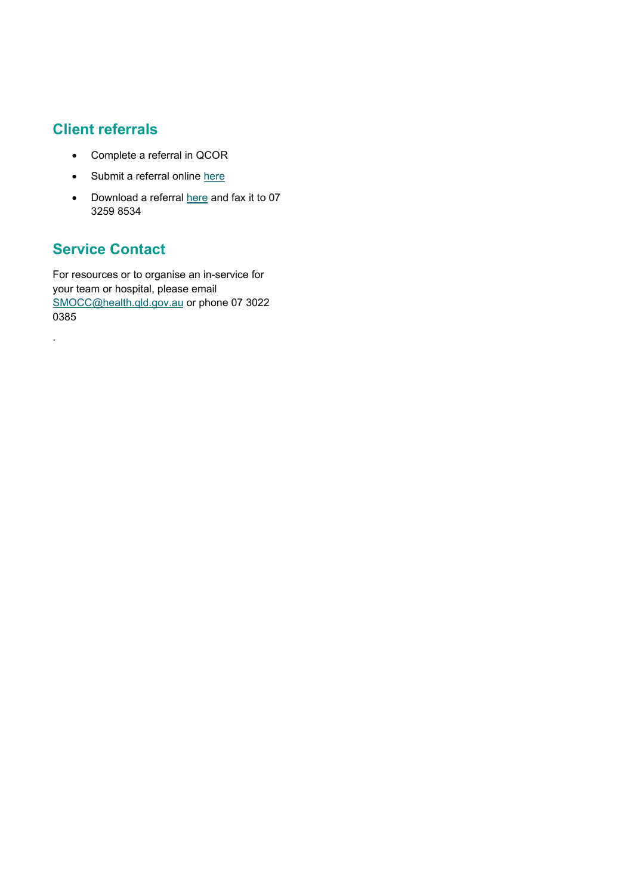## Client referrals

- Complete a referral in QCOR
- Submit a referral online here
- Download a referral here and fax it to 07 3259 8534

## Service Contact

For resources or to organise an in-service for your team or hospital, please email SMOCC@health.qld.gov.au or phone 07 3022 0385

.